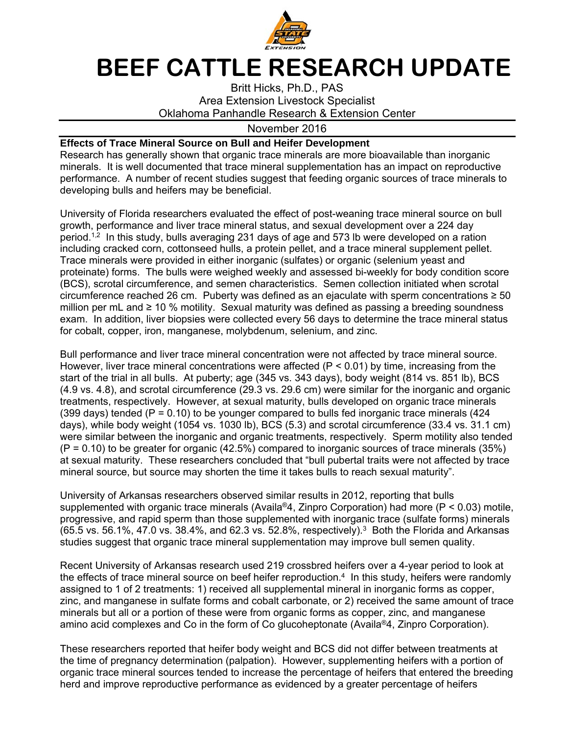# BEEF CATTLE RESEARCH UPDATE

Britt Hicks, Ph.D., PAS
Area Extension Livestock Specialist
Oklahoma Panhandle Research & Extension Center

November 2016

**Effects of Trace Mineral Source on Bull and Heifer Development**

Research has generally shown that organic trace minerals are more bioavailable than inorganic minerals. It is well documented that trace mineral supplementation has an impact on reproductive performance. A number of recent studies suggest that feeding organic sources of trace minerals to developing bulls and heifers may be beneficial.

University of Florida researchers evaluated the effect of post-weaning trace mineral source on bull growth, performance and liver trace mineral status, and sexual development over a 224 day period.[1,2] In this study, bulls averaging 231 days of age and 573 lb were developed on a ration including cracked corn, cottonseed hulls, a protein pellet, and a trace mineral supplement pellet. Trace minerals were provided in either inorganic (sulfates) or organic (selenium yeast and proteinate) forms. The bulls were weighed weekly and assessed bi-weekly for body condition score (BCS), scrotal circumference, and semen characteristics. Semen collection initiated when scrotal circumference reached 26 cm. Puberty was defined as an ejaculate with sperm concentrations ≥ 50 million per mL and ≥ 10 % motility. Sexual maturity was defined as passing a breeding soundness exam. In addition, liver biopsies were collected every 56 days to determine the trace mineral status for cobalt, copper, iron, manganese, molybdenum, selenium, and zinc.

Bull performance and liver trace mineral concentration were not affected by trace mineral source. However, liver trace mineral concentrations were affected ($P < 0.01$) by time, increasing from the start of the trial in all bulls. At puberty; age (345 vs. 343 days), body weight (814 vs. 851 lb), BCS (4.9 vs. 4.8), and scrotal circumference (29.3 vs. 29.6 cm) were similar for the inorganic and organic treatments, respectively. However, at sexual maturity, bulls developed on organic trace minerals (399 days) tended ($P = 0.10$) to be younger compared to bulls fed inorganic trace minerals (424 days), while body weight (1054 vs. 1030 lb), BCS (5.3) and scrotal circumference (33.4 vs. 31.1 cm) were similar between the inorganic and organic treatments, respectively. Sperm motility also tended ($P = 0.10$) to be greater for organic (42.5%) compared to inorganic sources of trace minerals (35%) at sexual maturity. These researchers concluded that "bull pubertal traits were not affected by trace mineral source, but source may shorten the time it takes bulls to reach sexual maturity".

University of Arkansas researchers observed similar results in 2012, reporting that bulls supplemented with organic trace minerals (Availa®4, Zinpro Corporation) had more ($P < 0.03$) motile, progressive, and rapid sperm than those supplemented with inorganic trace (sulfate forms) minerals (65.5 vs. 56.1%, 47.0 vs. 38.4%, and 62.3 vs. 52.8%, respectively).[3] Both the Florida and Arkansas studies suggest that organic trace mineral supplementation may improve bull semen quality.

Recent University of Arkansas research used 219 crossbred heifers over a 4-year period to look at the effects of trace mineral source on beef heifer reproduction.[4] In this study, heifers were randomly assigned to 1 of 2 treatments: 1) received all supplemental mineral in inorganic forms as copper, zinc, and manganese in sulfate forms and cobalt carbonate, or 2) received the same amount of trace minerals but all or a portion of these were from organic forms as copper, zinc, and manganese amino acid complexes and Co in the form of Co glucoheptonate (Availa®4, Zinpro Corporation).

These researchers reported that heifer body weight and BCS did not differ between treatments at the time of pregnancy determination (palpation). However, supplementing heifers with a portion of organic trace mineral sources tended to increase the percentage of heifers that entered the breeding herd and improve reproductive performance as evidenced by a greater percentage of heifers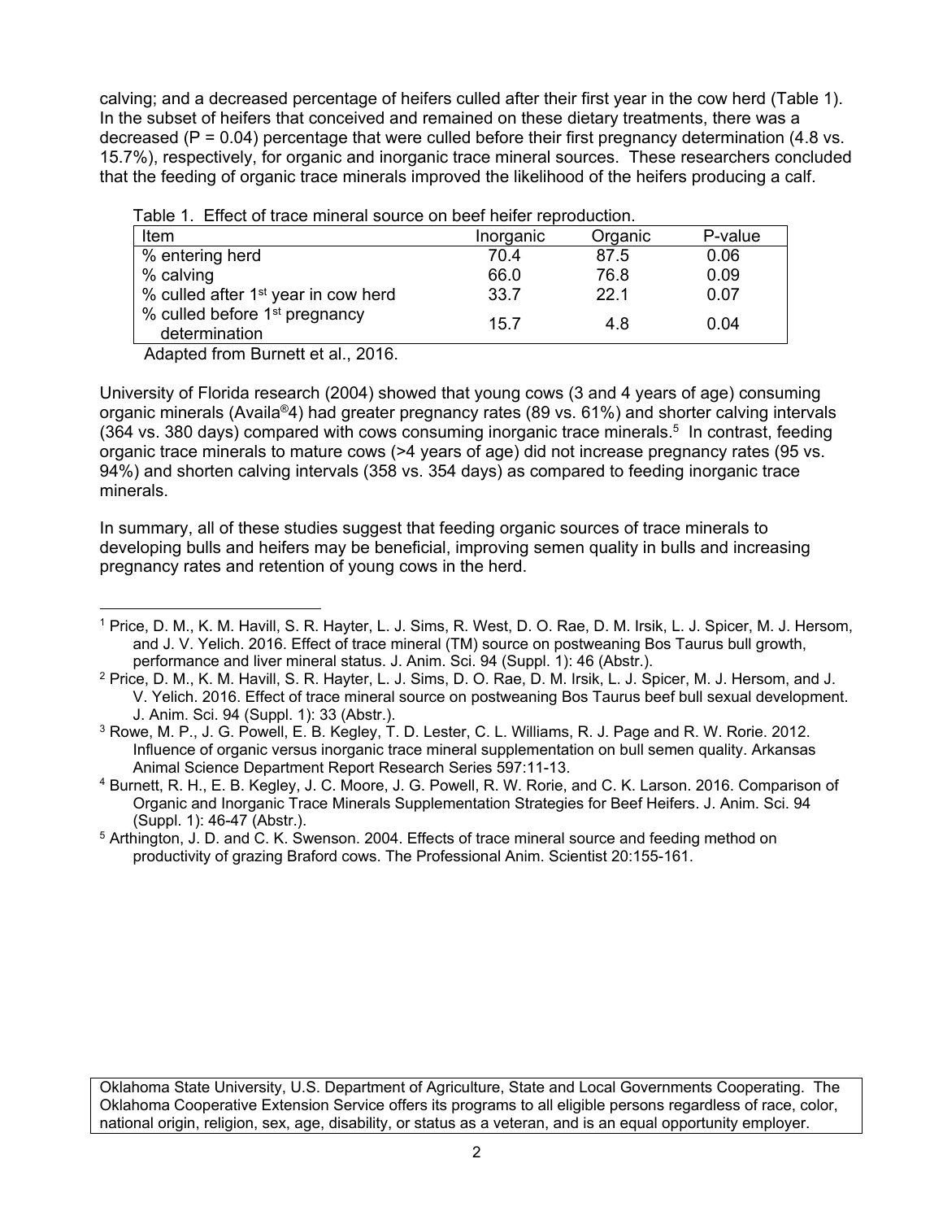calving; and a decreased percentage of heifers culled after their first year in the cow herd (Table 1). In the subset of heifers that conceived and remained on these dietary treatments, there was a decreased ($P = 0.04$) percentage that were culled before their first pregnancy determination (4.8 vs. 15.7%), respectively, for organic and inorganic trace mineral sources. These researchers concluded that the feeding of organic trace minerals improved the likelihood of the heifers producing a calf.

Table 1. Effect of trace mineral source on beef heifer reproduction.

| Item | Inorganic | Organic | P-value |
|---|---|---|---|
| % entering herd | 70.4 | 87.5 | 0.06 |
| % calving | 66.0 | 76.8 | 0.09 |
| % culled after 1st year in cow herd | 33.7 | 22.1 | 0.07 |
| % culled before 1st pregnancy determination | 15.7 | 4.8 | 0.04 |

Adapted from Burnett et al., 2016.

University of Florida research (2004) showed that young cows (3 and 4 years of age) consuming organic minerals (Availa®4) had greater pregnancy rates (89 vs. 61%) and shorter calving intervals (364 vs. 380 days) compared with cows consuming inorganic trace minerals.[5] In contrast, feeding organic trace minerals to mature cows (>4 years of age) did not increase pregnancy rates (95 vs. 94%) and shorten calving intervals (358 vs. 354 days) as compared to feeding inorganic trace minerals.

In summary, all of these studies suggest that feeding organic sources of trace minerals to developing bulls and heifers may be beneficial, improving semen quality in bulls and increasing pregnancy rates and retention of young cows in the herd.

---

[1] Price, D. M., K. M. Havill, S. R. Hayter, L. J. Sims, R. West, D. O. Rae, D. M. Irsik, L. J. Spicer, M. J. Hersom, and J. V. Yelich. 2016. Effect of trace mineral (TM) source on postweaning Bos Taurus bull growth, performance and liver mineral status. J. Anim. Sci. 94 (Suppl. 1): 46 (Abstr.).

[2] Price, D. M., K. M. Havill, S. R. Hayter, L. J. Sims, D. O. Rae, D. M. Irsik, L. J. Spicer, M. J. Hersom, and J. V. Yelich. 2016. Effect of trace mineral source on postweaning Bos Taurus beef bull sexual development. J. Anim. Sci. 94 (Suppl. 1): 33 (Abstr.).

[3] Rowe, M. P., J. G. Powell, E. B. Kegley, T. D. Lester, C. L. Williams, R. J. Page and R. W. Rorie. 2012. Influence of organic versus inorganic trace mineral supplementation on bull semen quality. Arkansas Animal Science Department Report Research Series 597:11-13.

[4] Burnett, R. H., E. B. Kegley, J. C. Moore, J. G. Powell, R. W. Rorie, and C. K. Larson. 2016. Comparison of Organic and Inorganic Trace Minerals Supplementation Strategies for Beef Heifers. J. Anim. Sci. 94 (Suppl. 1): 46-47 (Abstr.).

[5] Arthington, J. D. and C. K. Swenson. 2004. Effects of trace mineral source and feeding method on productivity of grazing Braford cows. The Professional Anim. Scientist 20:155-161.

Oklahoma State University, U.S. Department of Agriculture, State and Local Governments Cooperating. The Oklahoma Cooperative Extension Service offers its programs to all eligible persons regardless of race, color, national origin, religion, sex, age, disability, or status as a veteran, and is an equal opportunity employer.